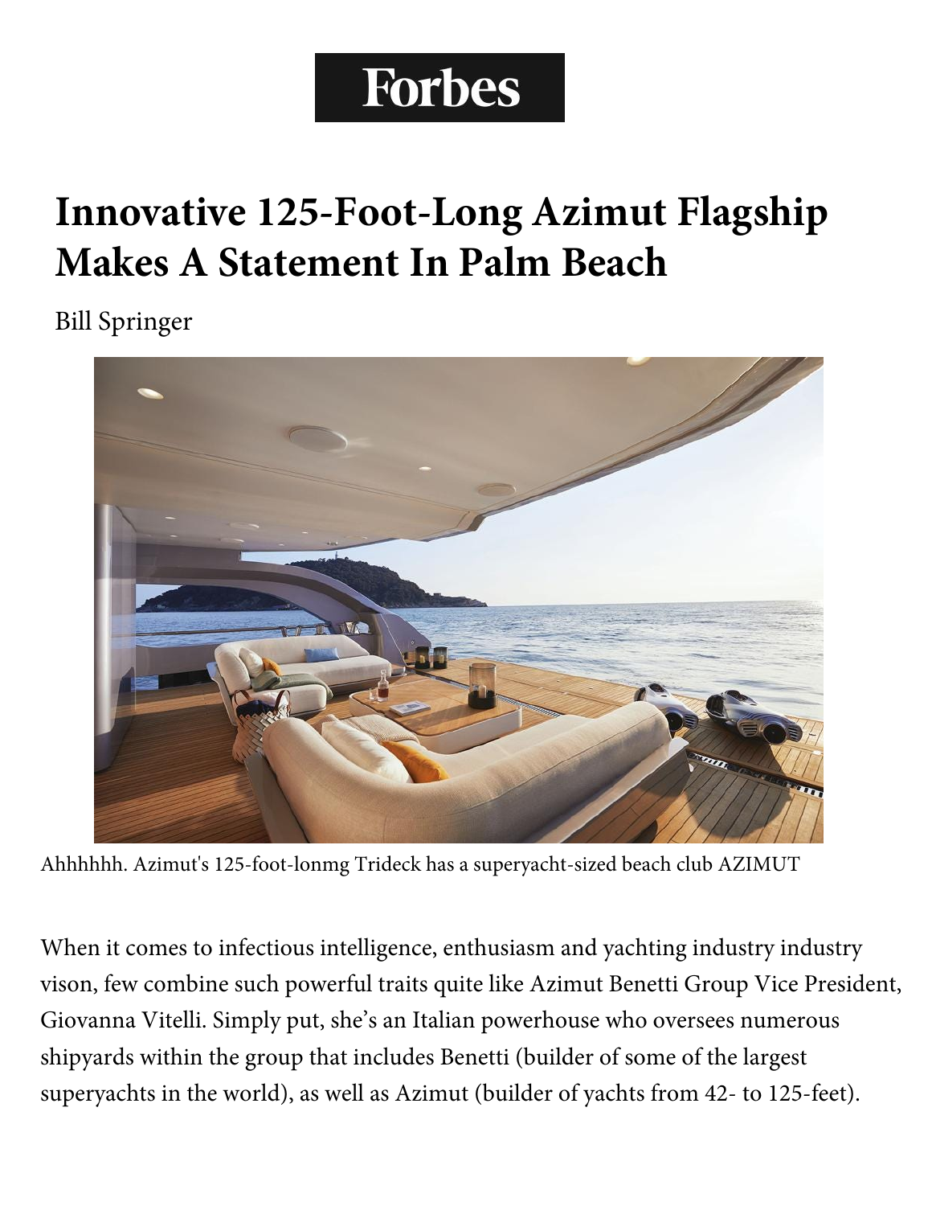Forbes

# Innovative 125-Foot-Long Azimut Flagship Makes A Statement In Palm Beach

Bill Springer

Ahhhhhh. Azimut's 125-foot-lonmg Trideck has a superyacht-sized beach club AZIMUT

When it comes to infectious intelligence, enthusiasm and yachting industry industry vison, few combine such powerful traits quite like Azimut Benetti Group Vice President, Giovanna Vitelli. Simply put, she's an Italian powerhouse who oversees numerous shipyards within the group that includes Benetti (builder of some of the largest superyachts in the world), as well as Azimut (builder of yachts from 42- to 125-feet).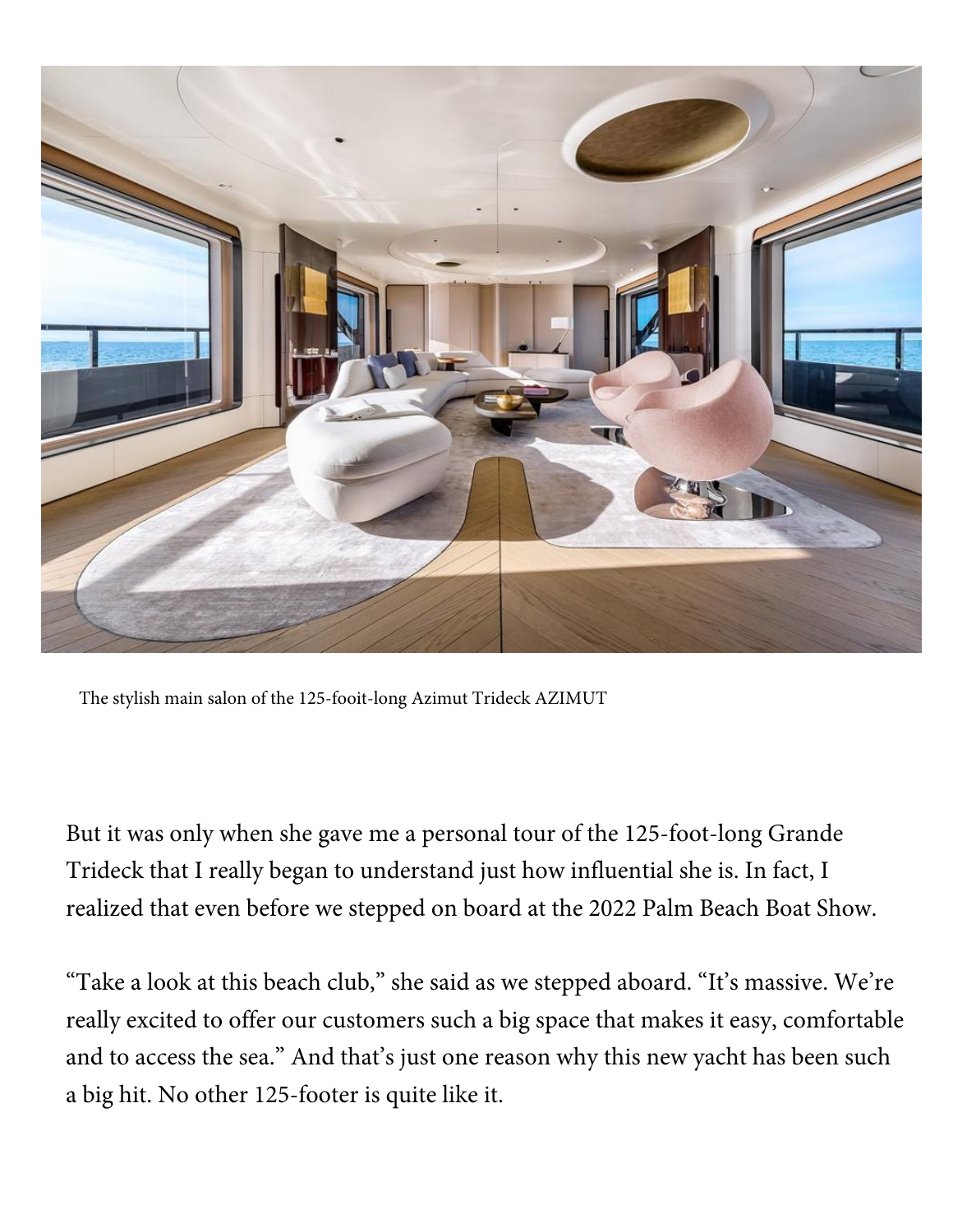The stylish main salon of the 125-fooit-long Azimut Trideck AZIMUT

But it was only when she gave me a personal tour of the 125-foot-long Grande Trideck that I really began to understand just how influential she is. In fact, I realized that even before we stepped on board at the 2022 Palm Beach Boat Show.

"Take a look at this beach club," she said as we stepped aboard. "It's massive. We're really excited to offer our customers such a big space that makes it easy, comfortable and to access the sea." And that's just one reason why this new yacht has been such a big hit. No other 125-footer is quite like it.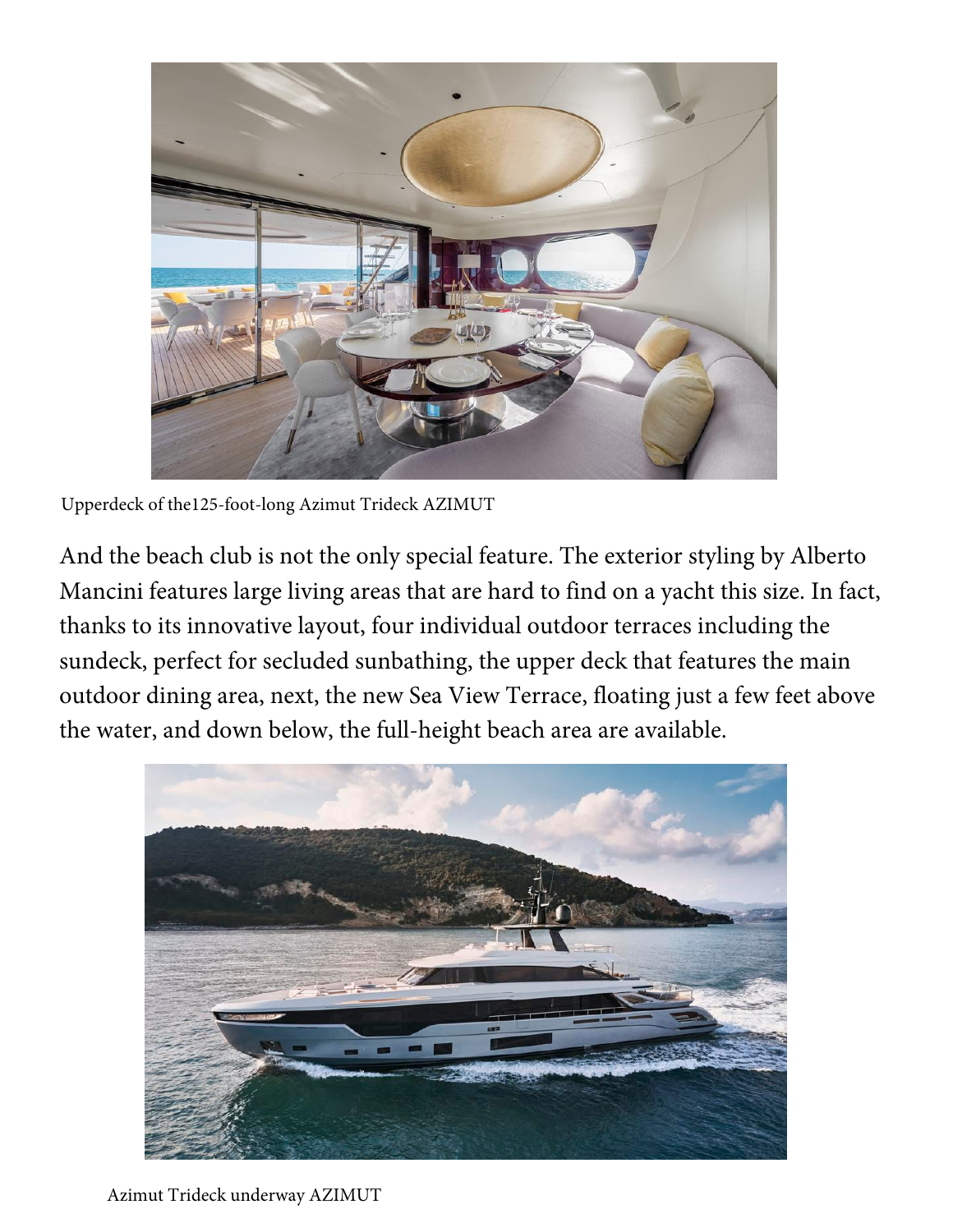Upperdeck of the125-foot-long Azimut Trideck AZIMUT

And the beach club is not the only special feature. The exterior styling by Alberto Mancini features large living areas that are hard to find on a yacht this size. In fact, thanks to its innovative layout, four individual outdoor terraces including the sundeck, perfect for secluded sunbathing, the upper deck that features the main outdoor dining area, next, the new Sea View Terrace, floating just a few feet above the water, and down below, the full-height beach area are available.

Azimut Trideck underway AZIMUT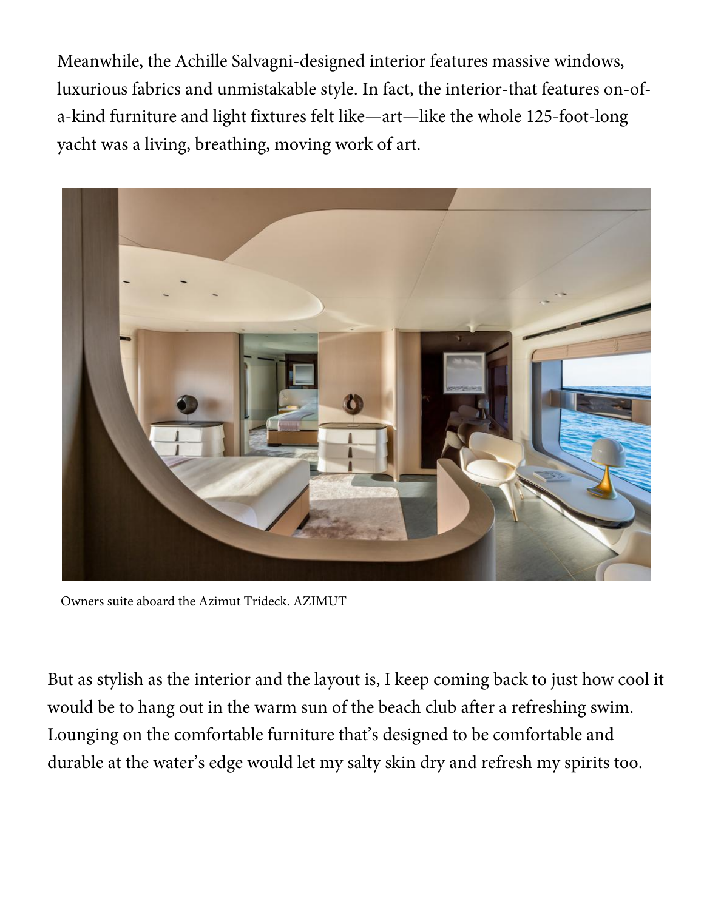Meanwhile, the Achille Salvagni-designed interior features massive windows, luxurious fabrics and unmistakable style. In fact, the interior-that features on-of-a-kind furniture and light fixtures felt like—art—like the whole 125-foot-long yacht was a living, breathing, moving work of art.

Owners suite aboard the Azimut Trideck. AZIMUT

But as stylish as the interior and the layout is, I keep coming back to just how cool it would be to hang out in the warm sun of the beach club after a refreshing swim. Lounging on the comfortable furniture that's designed to be comfortable and durable at the water's edge would let my salty skin dry and refresh my spirits too.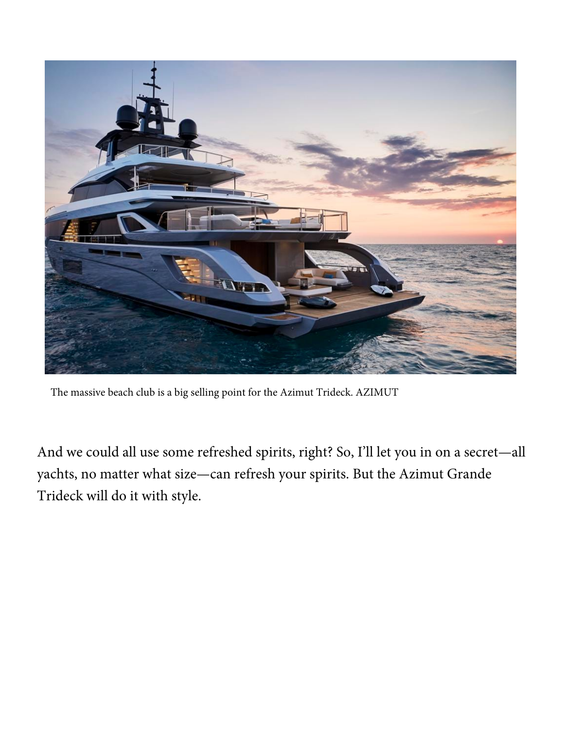The massive beach club is a big selling point for the Azimut Trideck. AZIMUT

And we could all use some refreshed spirits, right? So, I'll let you in on a secret—all yachts, no matter what size—can refresh your spirits. But the Azimut Grande Trideck will do it with style.